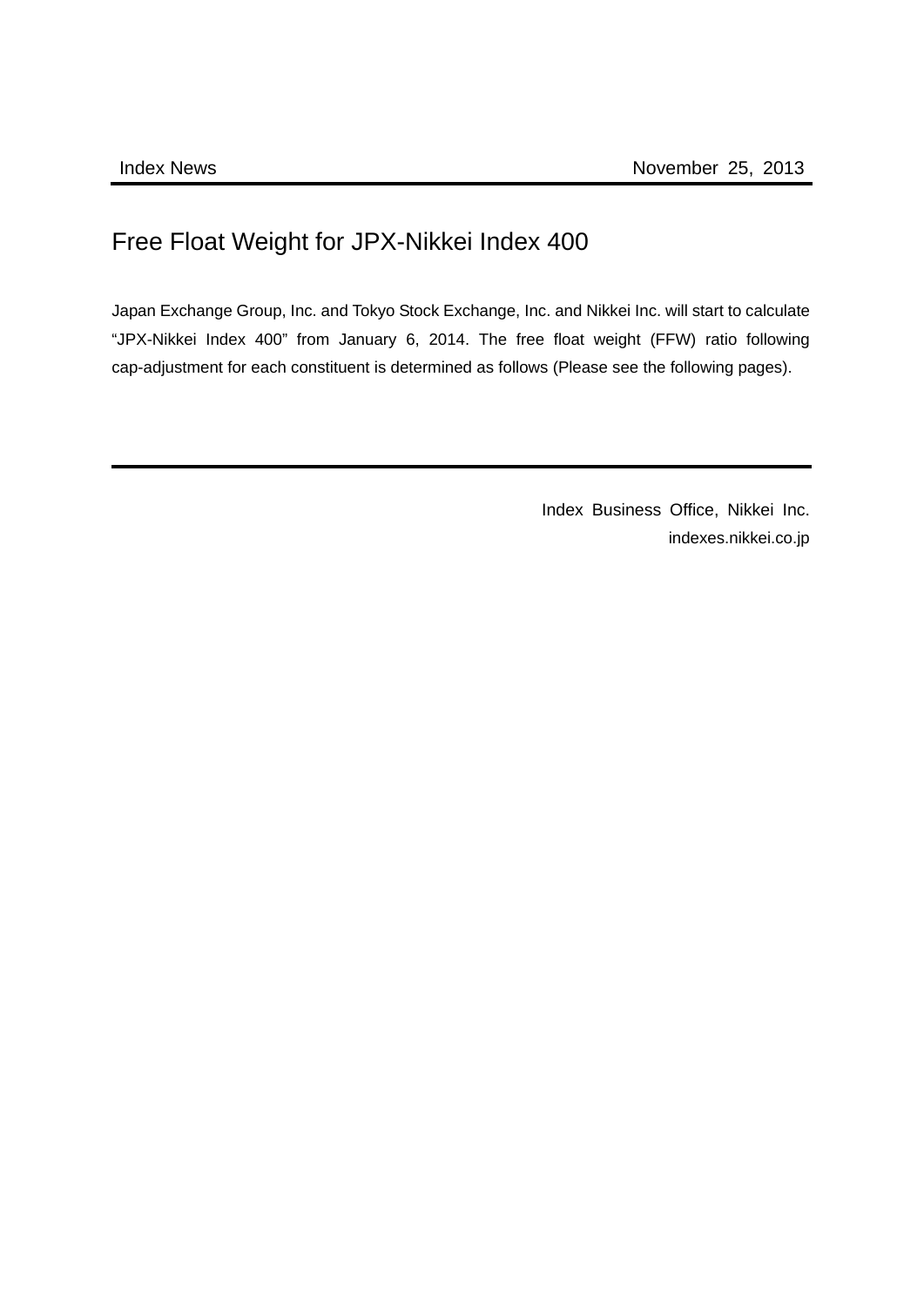Index News November 25, 2013

# Free Float Weight for JPX-Nikkei Index 400

Japan Exchange Group, Inc. and Tokyo Stock Exchange, Inc. and Nikkei Inc. will start to calculate "JPX-Nikkei Index 400" from January 6, 2014. The free float weight (FFW) ratio following cap-adjustment for each constituent is determined as follows (Please see the following pages).

Index Business Office, Nikkei Inc.
indexes.nikkei.co.jp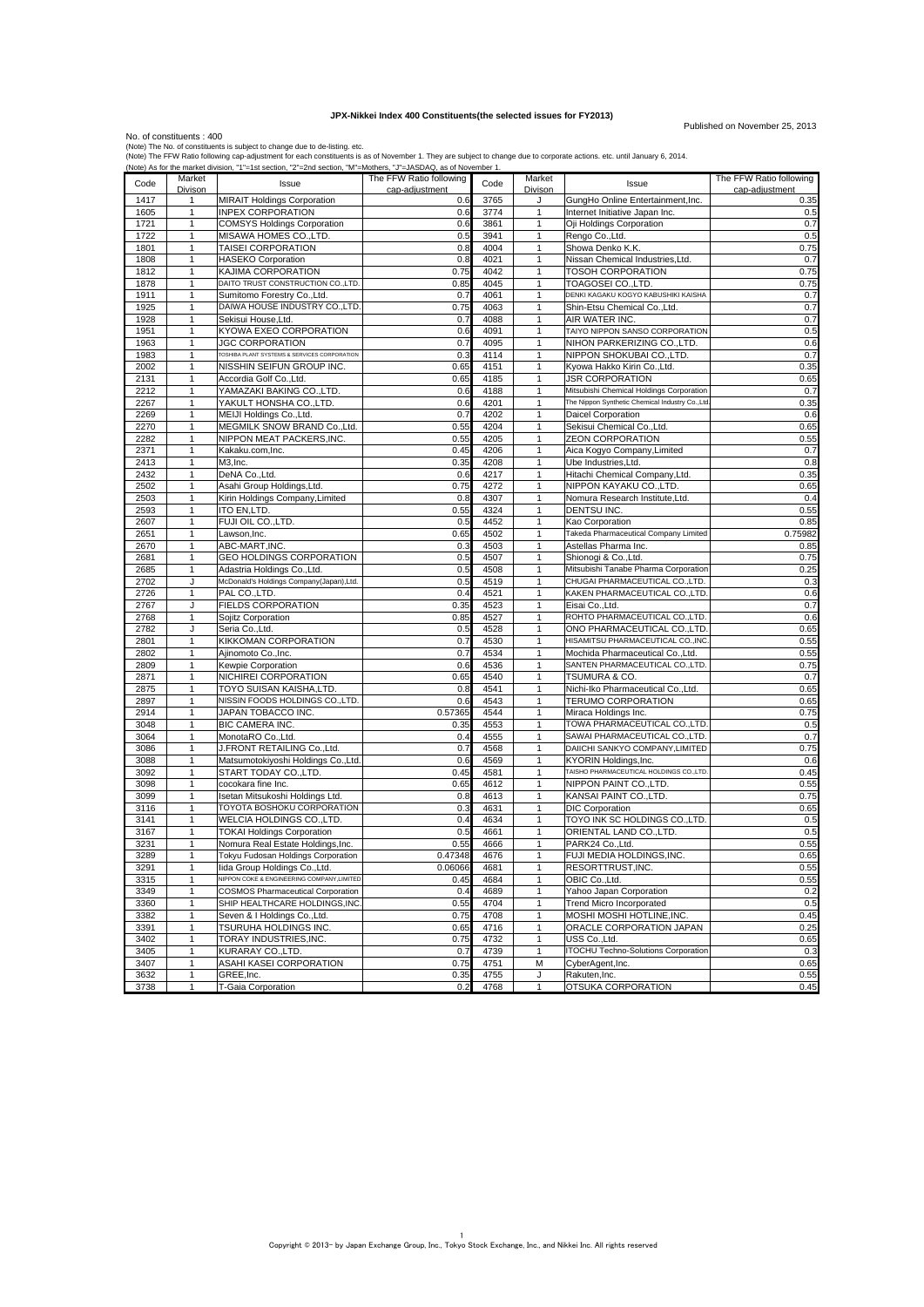# JPX-Nikkei Index 400 Constituents(the selected issues for FY2013)

Published on November 25, 2013

No. of constituents : 400

(Note) The No. of constituents is subject to change due to de-listing. etc.

(Note) The FFW Ratio following cap-adjustment for each constituents is as of November 1. They are subject to change due to corporate actions. etc. until January 6, 2014.

(Note) As for the market division, "1"=1st section, "2"=2nd section, "M"=Mothers, "J"=JASDAQ, as of November 1.

| Code | Market Divison | Issue | The FFW Ratio following cap-adjustment | Code | Market Divison | Issue | The FFW Ratio following cap-adjustment |
|---|---|---|---|---|---|---|---|
| 1417 | 1 | MIRAIT Holdings Corporation | 0.6 | 3765 | J | GungHo Online Entertainment,Inc. | 0.35 |
| 1605 | 1 | INPEX CORPORATION | 0.6 | 3774 | 1 | Internet Initiative Japan Inc. | 0.5 |
| 1721 | 1 | COMSYS Holdings Corporation | 0.6 | 3861 | 1 | Oji Holdings Corporation | 0.7 |
| 1722 | 1 | MISAWA HOMES CO.,LTD. | 0.5 | 3941 | 1 | Rengo Co.,Ltd. | 0.5 |
| 1801 | 1 | TAISEI CORPORATION | 0.8 | 4004 | 1 | Showa Denko K.K. | 0.75 |
| 1808 | 1 | HASEKO Corporation | 0.8 | 4021 | 1 | Nissan Chemical Industries,Ltd. | 0.7 |
| 1812 | 1 | KAJIMA CORPORATION | 0.75 | 4042 | 1 | TOSOH CORPORATION | 0.75 |
| 1878 | 1 | DAITO TRUST CONSTRUCTION CO.,LTD. | 0.85 | 4045 | 1 | TOAGOSEI CO.,LTD. | 0.75 |
| 1911 | 1 | Sumitomo Forestry Co.,Ltd. | 0.7 | 4061 | 1 | DENKI KAGAKU KOGYO KABUSHIKI KAISHA | 0.7 |
| 1925 | 1 | DAIWA HOUSE INDUSTRY CO.,LTD. | 0.75 | 4063 | 1 | Shin-Etsu Chemical Co.,Ltd. | 0.7 |
| 1928 | 1 | Sekisui House,Ltd. | 0.7 | 4088 | 1 | AIR WATER INC. | 0.7 |
| 1951 | 1 | KYOWA EXEO CORPORATION | 0.6 | 4091 | 1 | TAIYO NIPPON SANSO CORPORATION | 0.5 |
| 1963 | 1 | JGC CORPORATION | 0.7 | 4095 | 1 | NIHON PARKERIZING CO.,LTD. | 0.6 |
| 1983 | 1 | TOSHIBA PLANT SYSTEMS & SERVICES CORPORATION | 0.3 | 4114 | 1 | NIPPON SHOKUBAI CO.,LTD. | 0.7 |
| 2002 | 1 | NISSHIN SEIFUN GROUP INC. | 0.65 | 4151 | 1 | Kyowa Hakko Kirin Co.,Ltd. | 0.35 |
| 2131 | 1 | Accordia Golf Co.,Ltd. | 0.65 | 4185 | 1 | JSR CORPORATION | 0.65 |
| 2212 | 1 | YAMAZAKI BAKING CO.,LTD. | 0.6 | 4188 | 1 | Mitsubishi Chemical Holdings Corporation | 0.7 |
| 2267 | 1 | YAKULT HONSHA CO.,LTD. | 0.6 | 4201 | 1 | The Nippon Synthetic Chemical Industry Co.,Ltd. | 0.35 |
| 2269 | 1 | MEIJI Holdings Co.,Ltd. | 0.7 | 4202 | 1 | Daicel Corporation | 0.6 |
| 2270 | 1 | MEGMILK SNOW BRAND Co.,Ltd. | 0.55 | 4204 | 1 | Sekisui Chemical Co.,Ltd. | 0.65 |
| 2282 | 1 | NIPPON MEAT PACKERS,INC. | 0.55 | 4205 | 1 | ZEON CORPORATION | 0.55 |
| 2371 | 1 | Kakaku.com,Inc. | 0.45 | 4206 | 1 | Aica Kogyo Company,Limited | 0.7 |
| 2413 | 1 | M3,Inc. | 0.35 | 4208 | 1 | Ube Industries,Ltd. | 0.8 |
| 2432 | 1 | DeNA Co.,Ltd. | 0.6 | 4217 | 1 | Hitachi Chemical Company,Ltd. | 0.35 |
| 2502 | 1 | Asahi Group Holdings,Ltd. | 0.75 | 4272 | 1 | NIPPON KAYAKU CO.,LTD. | 0.65 |
| 2503 | 1 | Kirin Holdings Company,Limited | 0.8 | 4307 | 1 | Nomura Research Institute,Ltd. | 0.4 |
| 2593 | 1 | ITO EN,LTD. | 0.55 | 4324 | 1 | DENTSU INC. | 0.55 |
| 2607 | 1 | FUJI OIL CO.,LTD. | 0.5 | 4452 | 1 | Kao Corporation | 0.85 |
| 2651 | 1 | Lawson,Inc. | 0.65 | 4502 | 1 | Takeda Pharmaceutical Company Limited | 0.75982 |
| 2670 | 1 | ABC-MART,INC. | 0.3 | 4503 | 1 | Astellas Pharma Inc. | 0.85 |
| 2681 | 1 | GEO HOLDINGS CORPORATION | 0.5 | 4507 | 1 | Shionogi & Co.,Ltd. | 0.75 |
| 2685 | 1 | Adastria Holdings Co.,Ltd. | 0.5 | 4508 | 1 | Mitsubishi Tanabe Pharma Corporation | 0.25 |
| 2702 | J | McDonald's Holdings Company(Japan),Ltd. | 0.5 | 4519 | 1 | CHUGAI PHARMACEUTICAL CO.,LTD. | 0.3 |
| 2726 | 1 | PAL CO.,LTD. | 0.4 | 4521 | 1 | KAKEN PHARMACEUTICAL CO.,LTD. | 0.6 |
| 2767 | J | FIELDS CORPORATION | 0.35 | 4523 | 1 | Eisai Co.,Ltd. | 0.7 |
| 2768 | 1 | Sojitz Corporation | 0.85 | 4527 | 1 | ROHTO PHARMACEUTICAL CO.,LTD. | 0.6 |
| 2782 | J | Seria Co.,Ltd. | 0.5 | 4528 | 1 | ONO PHARMACEUTICAL CO.,LTD. | 0.65 |
| 2801 | 1 | KIKKOMAN CORPORATION | 0.7 | 4530 | 1 | HISAMITSU PHARMACEUTICAL CO.,INC. | 0.55 |
| 2802 | 1 | Ajinomoto Co.,Inc. | 0.7 | 4534 | 1 | Mochida Pharmaceutical Co.,Ltd. | 0.55 |
| 2809 | 1 | Kewpie Corporation | 0.6 | 4536 | 1 | SANTEN PHARMACEUTICAL CO.,LTD. | 0.75 |
| 2871 | 1 | NICHIREI CORPORATION | 0.65 | 4540 | 1 | TSUMURA & CO. | 0.7 |
| 2875 | 1 | TOYO SUISAN KAISHA,LTD. | 0.8 | 4541 | 1 | Nichi-Iko Pharmaceutical Co.,Ltd. | 0.65 |
| 2897 | 1 | NISSIN FOODS HOLDINGS CO.,LTD. | 0.6 | 4543 | 1 | TERUMO CORPORATION | 0.65 |
| 2914 | 1 | JAPAN TOBACCO INC. | 0.57365 | 4544 | 1 | Miraca Holdings Inc. | 0.75 |
| 3048 | 1 | BIC CAMERA INC. | 0.35 | 4553 | 1 | TOWA PHARMACEUTICAL CO.,LTD. | 0.5 |
| 3064 | 1 | MonotaRO Co.,Ltd. | 0.4 | 4555 | 1 | SAWAI PHARMACEUTICAL CO.,LTD. | 0.7 |
| 3086 | 1 | J.FRONT RETAILING Co.,Ltd. | 0.7 | 4568 | 1 | DAIICHI SANKYO COMPANY,LIMITED | 0.75 |
| 3088 | 1 | Matsumotokiyoshi Holdings Co.,Ltd. | 0.6 | 4569 | 1 | KYORIN Holdings,Inc. | 0.6 |
| 3092 | 1 | START TODAY CO.,LTD. | 0.45 | 4581 | 1 | TAISHO PHARMACEUTICAL HOLDINGS CO.,LTD. | 0.45 |
| 3098 | 1 | cocokara fine Inc. | 0.65 | 4612 | 1 | NIPPON PAINT CO.,LTD. | 0.55 |
| 3099 | 1 | Isetan Mitsukoshi Holdings Ltd. | 0.8 | 4613 | 1 | KANSAI PAINT CO.,LTD. | 0.75 |
| 3116 | 1 | TOYOTA BOSHOKU CORPORATION | 0.3 | 4631 | 1 | DIC Corporation | 0.65 |
| 3141 | 1 | WELCIA HOLDINGS CO.,LTD. | 0.4 | 4634 | 1 | TOYO INK SC HOLDINGS CO.,LTD. | 0.5 |
| 3167 | 1 | TOKAI Holdings Corporation | 0.5 | 4661 | 1 | ORIENTAL LAND CO.,LTD. | 0.5 |
| 3231 | 1 | Nomura Real Estate Holdings,Inc. | 0.55 | 4666 | 1 | PARK24 Co.,Ltd. | 0.55 |
| 3289 | 1 | Tokyu Fudosan Holdings Corporation | 0.47348 | 4676 | 1 | FUJI MEDIA HOLDINGS,INC. | 0.65 |
| 3291 | 1 | Iida Group Holdings Co.,Ltd. | 0.06066 | 4681 | 1 | RESORTTRUST,INC. | 0.55 |
| 3315 | 1 | NIPPON COKE & ENGINEERING COMPANY,LIMITED | 0.45 | 4684 | 1 | OBIC Co.,Ltd. | 0.55 |
| 3349 | 1 | COSMOS Pharmaceutical Corporation | 0.4 | 4689 | 1 | Yahoo Japan Corporation | 0.2 |
| 3360 | 1 | SHIP HEALTHCARE HOLDINGS,INC. | 0.55 | 4704 | 1 | Trend Micro Incorporated | 0.5 |
| 3382 | 1 | Seven & I Holdings Co.,Ltd. | 0.75 | 4708 | 1 | MOSHI MOSHI HOTLINE,INC. | 0.45 |
| 3391 | 1 | TSURUHA HOLDINGS INC. | 0.65 | 4716 | 1 | ORACLE CORPORATION JAPAN | 0.25 |
| 3402 | 1 | TORAY INDUSTRIES,INC. | 0.75 | 4732 | 1 | USS Co.,Ltd. | 0.65 |
| 3405 | 1 | KURARAY CO.,LTD. | 0.7 | 4739 | 1 | ITOCHU Techno-Solutions Corporation | 0.3 |
| 3407 | 1 | ASAHI KASEI CORPORATION | 0.75 | 4751 | M | CyberAgent,Inc. | 0.65 |
| 3632 | 1 | GREE,Inc. | 0.35 | 4755 | J | Rakuten,Inc. | 0.55 |
| 3738 | 1 | T-Gaia Corporation | 0.2 | 4768 | 1 | OTSUKA CORPORATION | 0.45 |

Copyright © 2013- by Japan Exchange Group, Inc., Tokyo Stock Exchange, Inc., and Nikkei Inc. All rights reserved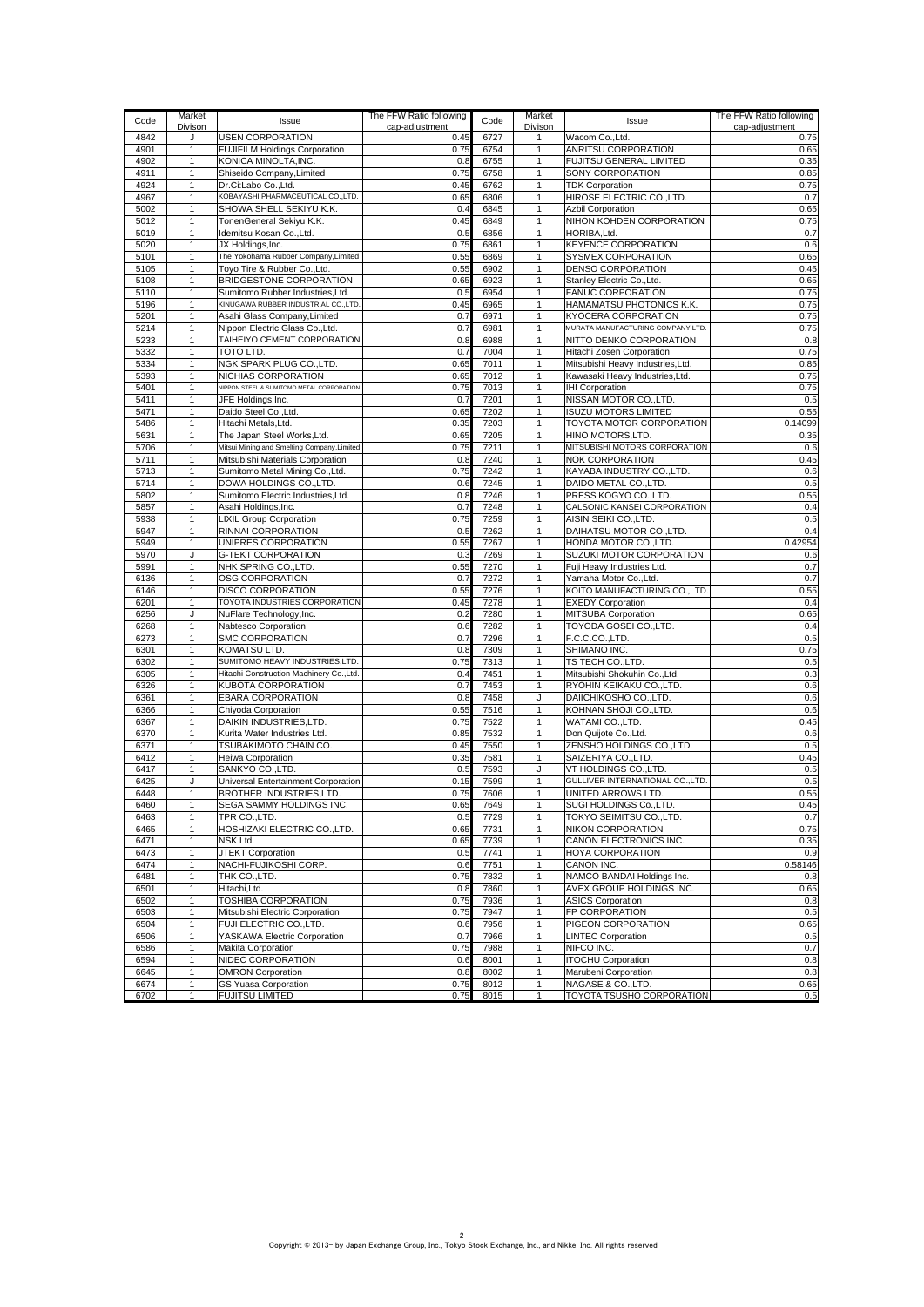| Code | Market Divison | Issue | The FFW Ratio following cap-adjustment | Code | Market Divison | Issue | The FFW Ratio following cap-adjustment |
|---|---|---|---|---|---|---|---|
| 4842 | J | USEN CORPORATION | 0.45 | 6727 | 1 | Wacom Co.,Ltd. | 0.75 |
| 4901 | 1 | FUJIFILM Holdings Corporation | 0.75 | 6754 | 1 | ANRITSU CORPORATION | 0.65 |
| 4902 | 1 | KONICA MINOLTA,INC. | 0.8 | 6755 | 1 | FUJITSU GENERAL LIMITED | 0.35 |
| 4911 | 1 | Shiseido Company,Limited | 0.75 | 6758 | 1 | SONY CORPORATION | 0.85 |
| 4924 | 1 | Dr.Ci:Labo Co.,Ltd. | 0.45 | 6762 | 1 | TDK Corporation | 0.75 |
| 4967 | 1 | KOBAYASHI PHARMACEUTICAL CO.,LTD. | 0.65 | 6806 | 1 | HIROSE ELECTRIC CO.,LTD. | 0.7 |
| 5002 | 1 | SHOWA SHELL SEKIYU K.K. | 0.4 | 6845 | 1 | Azbil Corporation | 0.65 |
| 5012 | 1 | TonenGeneral Sekiyu K.K. | 0.45 | 6849 | 1 | NIHON KOHDEN CORPORATION | 0.75 |
| 5019 | 1 | Idemitsu Kosan Co.,Ltd. | 0.5 | 6856 | 1 | HORIBA,Ltd. | 0.7 |
| 5020 | 1 | JX Holdings,Inc. | 0.75 | 6861 | 1 | KEYENCE CORPORATION | 0.6 |
| 5101 | 1 | The Yokohama Rubber Company,Limited | 0.55 | 6869 | 1 | SYSMEX CORPORATION | 0.65 |
| 5105 | 1 | Toyo Tire & Rubber Co.,Ltd. | 0.55 | 6902 | 1 | DENSO CORPORATION | 0.45 |
| 5108 | 1 | BRIDGESTONE CORPORATION | 0.65 | 6923 | 1 | Stanley Electric Co.,Ltd. | 0.65 |
| 5110 | 1 | Sumitomo Rubber Industries,Ltd. | 0.5 | 6954 | 1 | FANUC CORPORATION | 0.75 |
| 5196 | 1 | KINUGAWA RUBBER INDUSTRIAL CO.,LTD. | 0.45 | 6965 | 1 | HAMAMATSU PHOTONICS K.K. | 0.75 |
| 5201 | 1 | Asahi Glass Company,Limited | 0.7 | 6971 | 1 | KYOCERA CORPORATION | 0.75 |
| 5214 | 1 | Nippon Electric Glass Co.,Ltd. | 0.7 | 6981 | 1 | MURATA MANUFACTURING COMPANY,LTD. | 0.75 |
| 5233 | 1 | TAIHEIYO CEMENT CORPORATION | 0.8 | 6988 | 1 | NITTO DENKO CORPORATION | 0.8 |
| 5332 | 1 | TOTO LTD. | 0.7 | 7004 | 1 | Hitachi Zosen Corporation | 0.75 |
| 5334 | 1 | NGK SPARK PLUG CO.,LTD. | 0.65 | 7011 | 1 | Mitsubishi Heavy Industries,Ltd. | 0.85 |
| 5393 | 1 | NICHIAS CORPORATION | 0.65 | 7012 | 1 | Kawasaki Heavy Industries,Ltd. | 0.75 |
| 5401 | 1 | NIPPON STEEL & SUMITOMO METAL CORPORATION | 0.75 | 7013 | 1 | IHI Corporation | 0.75 |
| 5411 | 1 | JFE Holdings,Inc. | 0.7 | 7201 | 1 | NISSAN MOTOR CO.,LTD. | 0.5 |
| 5471 | 1 | Daido Steel Co.,Ltd. | 0.65 | 7202 | 1 | ISUZU MOTORS LIMITED | 0.55 |
| 5486 | 1 | Hitachi Metals,Ltd. | 0.35 | 7203 | 1 | TOYOTA MOTOR CORPORATION | 0.14099 |
| 5631 | 1 | The Japan Steel Works,Ltd. | 0.65 | 7205 | 1 | HINO MOTORS,LTD. | 0.35 |
| 5706 | 1 | Mitsui Mining and Smelting Company,Limited | 0.75 | 7211 | 1 | MITSUBISHI MOTORS CORPORATION | 0.6 |
| 5711 | 1 | Mitsubishi Materials Corporation | 0.8 | 7240 | 1 | NOK CORPORATION | 0.45 |
| 5713 | 1 | Sumitomo Metal Mining Co.,Ltd. | 0.75 | 7242 | 1 | KAYABA INDUSTRY CO.,LTD. | 0.6 |
| 5714 | 1 | DOWA HOLDINGS CO.,LTD. | 0.6 | 7245 | 1 | DAIDO METAL CO.,LTD. | 0.5 |
| 5802 | 1 | Sumitomo Electric Industries,Ltd. | 0.8 | 7246 | 1 | PRESS KOGYO CO.,LTD. | 0.55 |
| 5857 | 1 | Asahi Holdings,Inc. | 0.7 | 7248 | 1 | CALSONIC KANSEI CORPORATION | 0.4 |
| 5938 | 1 | LIXIL Group Corporation | 0.75 | 7259 | 1 | AISIN SEIKI CO.,LTD. | 0.5 |
| 5947 | 1 | RINNAI CORPORATION | 0.5 | 7262 | 1 | DAIHATSU MOTOR CO.,LTD. | 0.4 |
| 5949 | 1 | UNIPRES CORPORATION | 0.55 | 7267 | 1 | HONDA MOTOR CO.,LTD. | 0.42954 |
| 5970 | J | G-TEKT CORPORATION | 0.3 | 7269 | 1 | SUZUKI MOTOR CORPORATION | 0.6 |
| 5991 | 1 | NHK SPRING CO.,LTD. | 0.55 | 7270 | 1 | Fuji Heavy Industries Ltd. | 0.7 |
| 6136 | 1 | OSG CORPORATION | 0.7 | 7272 | 1 | Yamaha Motor Co.,Ltd. | 0.7 |
| 6146 | 1 | DISCO CORPORATION | 0.55 | 7276 | 1 | KOITO MANUFACTURING CO.,LTD. | 0.55 |
| 6201 | 1 | TOYOTA INDUSTRIES CORPORATION | 0.45 | 7278 | 1 | EXEDY Corporation | 0.4 |
| 6256 | J | NuFlare Technology,Inc. | 0.2 | 7280 | 1 | MITSUBA Corporation | 0.65 |
| 6268 | 1 | Nabtesco Corporation | 0.6 | 7282 | 1 | TOYODA GOSEI CO.,LTD. | 0.4 |
| 6273 | 1 | SMC CORPORATION | 0.7 | 7296 | 1 | F.C.C.CO.,LTD. | 0.5 |
| 6301 | 1 | KOMATSU LTD. | 0.8 | 7309 | 1 | SHIMANO INC. | 0.75 |
| 6302 | 1 | SUMITOMO HEAVY INDUSTRIES,LTD. | 0.75 | 7313 | 1 | TS TECH CO.,LTD. | 0.5 |
| 6305 | 1 | Hitachi Construction Machinery Co.,Ltd. | 0.4 | 7451 | 1 | Mitsubishi Shokuhin Co.,Ltd. | 0.3 |
| 6326 | 1 | KUBOTA CORPORATION | 0.7 | 7453 | 1 | RYOHIN KEIKAKU CO.,LTD. | 0.6 |
| 6361 | 1 | EBARA CORPORATION | 0.8 | 7458 | J | DAIICHIKOSHO CO.,LTD. | 0.6 |
| 6366 | 1 | Chiyoda Corporation | 0.55 | 7516 | 1 | KOHNAN SHOJI CO.,LTD. | 0.6 |
| 6367 | 1 | DAIKIN INDUSTRIES,LTD. | 0.75 | 7522 | 1 | WATAMI CO.,LTD. | 0.45 |
| 6370 | 1 | Kurita Water Industries Ltd. | 0.85 | 7532 | 1 | Don Quijote Co.,Ltd. | 0.6 |
| 6371 | 1 | TSUBAKIMOTO CHAIN CO. | 0.45 | 7550 | 1 | ZENSHO HOLDINGS CO.,LTD. | 0.5 |
| 6412 | 1 | Heiwa Corporation | 0.35 | 7581 | 1 | SAIZERIYA CO.,LTD. | 0.45 |
| 6417 | 1 | SANKYO CO.,LTD. | 0.5 | 7593 | J | VT HOLDINGS CO.,LTD. | 0.5 |
| 6425 | J | Universal Entertainment Corporation | 0.15 | 7599 | 1 | GULLIVER INTERNATIONAL CO.,LTD. | 0.5 |
| 6448 | 1 | BROTHER INDUSTRIES,LTD. | 0.75 | 7606 | 1 | UNITED ARROWS LTD. | 0.55 |
| 6460 | 1 | SEGA SAMMY HOLDINGS INC. | 0.65 | 7649 | 1 | SUGI HOLDINGS Co.,LTD. | 0.45 |
| 6463 | 1 | TPR CO.,LTD. | 0.5 | 7729 | 1 | TOKYO SEIMITSU CO.,LTD. | 0.7 |
| 6465 | 1 | HOSHIZAKI ELECTRIC CO.,LTD. | 0.65 | 7731 | 1 | NIKON CORPORATION | 0.75 |
| 6471 | 1 | NSK Ltd. | 0.65 | 7739 | 1 | CANON ELECTRONICS INC. | 0.35 |
| 6473 | 1 | JTEKT Corporation | 0.5 | 7741 | 1 | HOYA CORPORATION | 0.9 |
| 6474 | 1 | NACHI-FUJIKOSHI CORP. | 0.6 | 7751 | 1 | CANON INC. | 0.58146 |
| 6481 | 1 | THK CO.,LTD. | 0.75 | 7832 | 1 | NAMCO BANDAI Holdings Inc. | 0.8 |
| 6501 | 1 | Hitachi,Ltd. | 0.8 | 7860 | 1 | AVEX GROUP HOLDINGS INC. | 0.65 |
| 6502 | 1 | TOSHIBA CORPORATION | 0.75 | 7936 | 1 | ASICS Corporation | 0.8 |
| 6503 | 1 | Mitsubishi Electric Corporation | 0.75 | 7947 | 1 | FP CORPORATION | 0.5 |
| 6504 | 1 | FUJI ELECTRIC CO.,LTD. | 0.6 | 7956 | 1 | PIGEON CORPORATION | 0.65 |
| 6506 | 1 | YASKAWA Electric Corporation | 0.7 | 7966 | 1 | LINTEC Corporation | 0.5 |
| 6586 | 1 | Makita Corporation | 0.75 | 7988 | 1 | NIFCO INC. | 0.7 |
| 6594 | 1 | NIDEC CORPORATION | 0.6 | 8001 | 1 | ITOCHU Corporation | 0.8 |
| 6645 | 1 | OMRON Corporation | 0.8 | 8002 | 1 | Marubeni Corporation | 0.8 |
| 6674 | 1 | GS Yuasa Corporation | 0.75 | 8012 | 1 | NAGASE & CO.,LTD. | 0.65 |
| 6702 | 1 | FUJITSU LIMITED | 0.75 | 8015 | 1 | TOYOTA TSUSHO CORPORATION | 0.5 |

Copyright © 2013- by Japan Exchange Group, Inc., Tokyo Stock Exchange, Inc., and Nikkei Inc. All rights reserved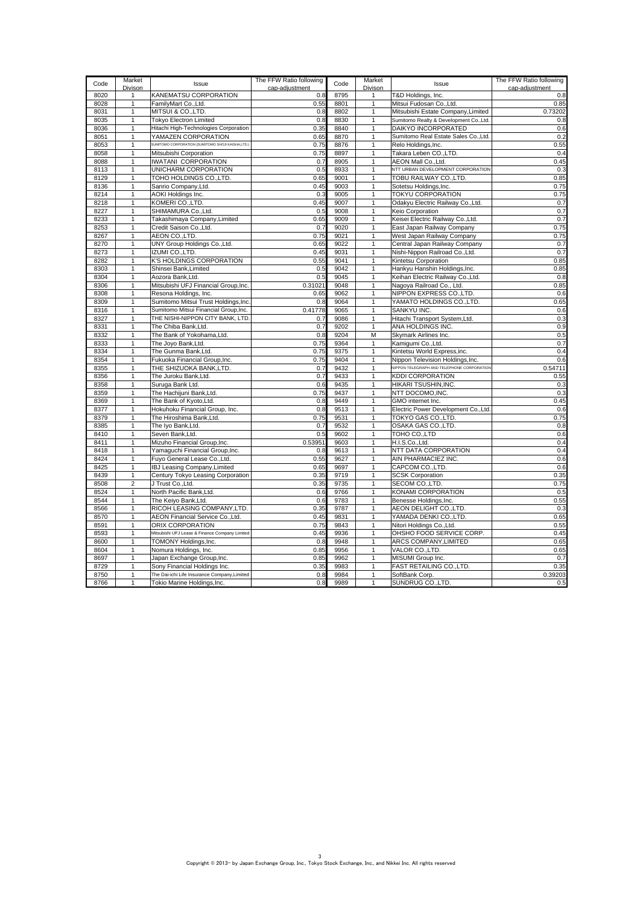| Code | Market Divison | Issue | The FFW Ratio following cap-adjustment | Code | Market Divison | Issue | The FFW Ratio following cap-adjustment |
|---|---|---|---|---|---|---|---|
| 8020 | 1 | KANEMATSU CORPORATION | 0.8 | 8795 | 1 | T&D Holdings, Inc. | 0.8 |
| 8028 | 1 | FamilyMart Co.,Ltd. | 0.55 | 8801 | 1 | Mitsui Fudosan Co.,Ltd. | 0.85 |
| 8031 | 1 | MITSUI & CO.,LTD. | 0.8 | 8802 | 1 | Mitsubishi Estate Company,Limited | 0.73202 |
| 8035 | 1 | Tokyo Electron Limited | 0.8 | 8830 | 1 | Sumitomo Realty & Development Co.,Ltd. | 0.8 |
| 8036 | 1 | Hitachi High-Technologies Corporation | 0.35 | 8840 | 1 | DAIKYO INCORPORATED | 0.6 |
| 8051 | 1 | YAMAZEN CORPORATION | 0.65 | 8870 | 1 | Sumitomo Real Estate Sales Co.,Ltd. | 0.2 |
| 8053 | 1 | SUMITOMO CORPORATION (SUMITOMO SHOJI KAISHA,LTD.) | 0.75 | 8876 | 1 | Relo Holdings,Inc. | 0.55 |
| 8058 | 1 | Mitsubishi Corporation | 0.75 | 8897 | 1 | Takara Leben CO.,LTD. | 0.4 |
| 8088 | 1 | IWATANI CORPORATION | 0.7 | 8905 | 1 | AEON Mall Co.,Ltd. | 0.45 |
| 8113 | 1 | UNICHARM CORPORATION | 0.5 | 8933 | 1 | NTT URBAN DEVELOPMENT CORPORATION | 0.3 |
| 8129 | 1 | TOHO HOLDINGS CO.,LTD. | 0.65 | 9001 | 1 | TOBU RAILWAY CO.,LTD. | 0.85 |
| 8136 | 1 | Sanrio Company,Ltd. | 0.45 | 9003 | 1 | Sotetsu Holdings,Inc. | 0.75 |
| 8214 | 1 | AOKI Holdings Inc. | 0.3 | 9005 | 1 | TOKYU CORPORATION | 0.75 |
| 8218 | 1 | KOMERI CO.,LTD. | 0.45 | 9007 | 1 | Odakyu Electric Railway Co.,Ltd. | 0.7 |
| 8227 | 1 | SHIMAMURA Co.,Ltd. | 0.5 | 9008 | 1 | Keio Corporation | 0.7 |
| 8233 | 1 | Takashimaya Company,Limited | 0.65 | 9009 | 1 | Keisei Electric Railway Co.,Ltd. | 0.7 |
| 8253 | 1 | Credit Saison Co.,Ltd. | 0.7 | 9020 | 1 | East Japan Railway Company | 0.75 |
| 8267 | 1 | AEON CO.,LTD. | 0.75 | 9021 | 1 | West Japan Railway Company | 0.75 |
| 8270 | 1 | UNY Group Holdings Co.,Ltd. | 0.65 | 9022 | 1 | Central Japan Railway Company | 0.7 |
| 8273 | 1 | IZUMI CO.,LTD. | 0.45 | 9031 | 1 | Nishi-Nippon Railroad Co.,Ltd. | 0.7 |
| 8282 | 1 | K'S HOLDINGS CORPORATION | 0.55 | 9041 | 1 | Kintetsu Corporation | 0.85 |
| 8303 | 1 | Shinsei Bank,Limited | 0.5 | 9042 | 1 | Hankyu Hanshin Holdings,Inc. | 0.85 |
| 8304 | 1 | Aozora Bank,Ltd. | 0.5 | 9045 | 1 | Keihan Electric Railway Co.,Ltd. | 0.8 |
| 8306 | 1 | Mitsubishi UFJ Financial Group,Inc. | 0.31021 | 9048 | 1 | Nagoya Railroad Co., Ltd. | 0.85 |
| 8308 | 1 | Resona Holdings, Inc. | 0.65 | 9062 | 1 | NIPPON EXPRESS CO.,LTD. | 0.6 |
| 8309 | 1 | Sumitomo Mitsui Trust Holdings,Inc. | 0.8 | 9064 | 1 | YAMATO HOLDINGS CO.,LTD. | 0.65 |
| 8316 | 1 | Sumitomo Mitsui Financial Group,Inc. | 0.41778 | 9065 | 1 | SANKYU INC. | 0.6 |
| 8327 | 1 | THE NISHI-NIPPON CITY BANK, LTD. | 0.7 | 9086 | 1 | Hitachi Transport System,Ltd. | 0.3 |
| 8331 | 1 | The Chiba Bank,Ltd. | 0.7 | 9202 | 1 | ANA HOLDINGS INC. | 0.9 |
| 8332 | 1 | The Bank of Yokohama,Ltd. | 0.8 | 9204 | M | Skymark Airlines Inc. | 0.5 |
| 8333 | 1 | The Joyo Bank,Ltd. | 0.75 | 9364 | 1 | Kamigumi Co.,Ltd. | 0.7 |
| 8334 | 1 | The Gunma Bank,Ltd. | 0.75 | 9375 | 1 | Kintetsu World Express,inc. | 0.4 |
| 8354 | 1 | Fukuoka Financial Group,Inc. | 0.75 | 9404 | 1 | Nippon Television Holdings,Inc. | 0.6 |
| 8355 | 1 | THE SHIZUOKA BANK,LTD. | 0.7 | 9432 | 1 | NIPPON TELEGRAPH AND TELEPHONE CORPORATION | 0.54711 |
| 8356 | 1 | The Juroku Bank,Ltd. | 0.7 | 9433 | 1 | KDDI CORPORATION | 0.55 |
| 8358 | 1 | Suruga Bank Ltd. | 0.6 | 9435 | 1 | HIKARI TSUSHIN,INC. | 0.3 |
| 8359 | 1 | The Hachijuni Bank,Ltd. | 0.75 | 9437 | 1 | NTT DOCOMO,INC. | 0.3 |
| 8369 | 1 | The Bank of Kyoto,Ltd. | 0.8 | 9449 | 1 | GMO internet Inc. | 0.45 |
| 8377 | 1 | Hokuhoku Financial Group, Inc. | 0.8 | 9513 | 1 | Electric Power Development Co.,Ltd. | 0.6 |
| 8379 | 1 | The Hiroshima Bank,Ltd. | 0.75 | 9531 | 1 | TOKYO GAS CO.,LTD. | 0.75 |
| 8385 | 1 | The Iyo Bank,Ltd. | 0.7 | 9532 | 1 | OSAKA GAS CO.,LTD. | 0.8 |
| 8410 | 1 | Seven Bank,Ltd. | 0.5 | 9602 | 1 | TOHO CO.,LTD | 0.6 |
| 8411 | 1 | Mizuho Financial Group,Inc. | 0.53951 | 9603 | 1 | H.I.S.Co.,Ltd. | 0.4 |
| 8418 | 1 | Yamaguchi Financial Group,Inc. | 0.8 | 9613 | 1 | NTT DATA CORPORATION | 0.4 |
| 8424 | 1 | Fuyo General Lease Co.,Ltd. | 0.55 | 9627 | 1 | AIN PHARMACIEZ INC. | 0.6 |
| 8425 | 1 | IBJ Leasing Company,Limited | 0.65 | 9697 | 1 | CAPCOM CO.,LTD. | 0.6 |
| 8439 | 1 | Century Tokyo Leasing Corporation | 0.35 | 9719 | 1 | SCSK Corporation | 0.35 |
| 8508 | 2 | J Trust Co.,Ltd. | 0.35 | 9735 | 1 | SECOM CO.,LTD. | 0.75 |
| 8524 | 1 | North Pacific Bank,Ltd. | 0.6 | 9766 | 1 | KONAMI CORPORATION | 0.5 |
| 8544 | 1 | The Keiyo Bank,Ltd. | 0.6 | 9783 | 1 | Benesse Holdings,Inc. | 0.55 |
| 8566 | 1 | RICOH LEASING COMPANY,LTD. | 0.35 | 9787 | 1 | AEON DELIGHT CO.,LTD. | 0.3 |
| 8570 | 1 | AEON Financial Service Co.,Ltd. | 0.45 | 9831 | 1 | YAMADA DENKI CO.,LTD. | 0.65 |
| 8591 | 1 | ORIX CORPORATION | 0.75 | 9843 | 1 | Nitori Holdings Co.,Ltd. | 0.55 |
| 8593 | 1 | Mitsubishi UFJ Lease & Finance Company Limited | 0.45 | 9936 | 1 | OHSHO FOOD SERVICE CORP. | 0.45 |
| 8600 | 1 | TOMONY Holdings,Inc. | 0.8 | 9948 | 1 | ARCS COMPANY,LIMITED | 0.65 |
| 8604 | 1 | Nomura Holdings, Inc. | 0.85 | 9956 | 1 | VALOR CO.,LTD. | 0.65 |
| 8697 | 1 | Japan Exchange Group,Inc. | 0.85 | 9962 | 1 | MISUMI Group Inc. | 0.7 |
| 8729 | 1 | Sony Financial Holdings Inc. | 0.35 | 9983 | 1 | FAST RETAILING CO.,LTD. | 0.35 |
| 8750 | 1 | The Dai-ichi Life Insurance Company,Limited | 0.8 | 9984 | 1 | SoftBank Corp. | 0.39203 |
| 8766 | 1 | Tokio Marine Holdings,Inc. | 0.8 | 9989 | 1 | SUNDRUG CO.,LTD. | 0.5 |

Copyright © 2013- by Japan Exchange Group, Inc., Tokyo Stock Exchange, Inc., and Nikkei Inc. All rights reserved